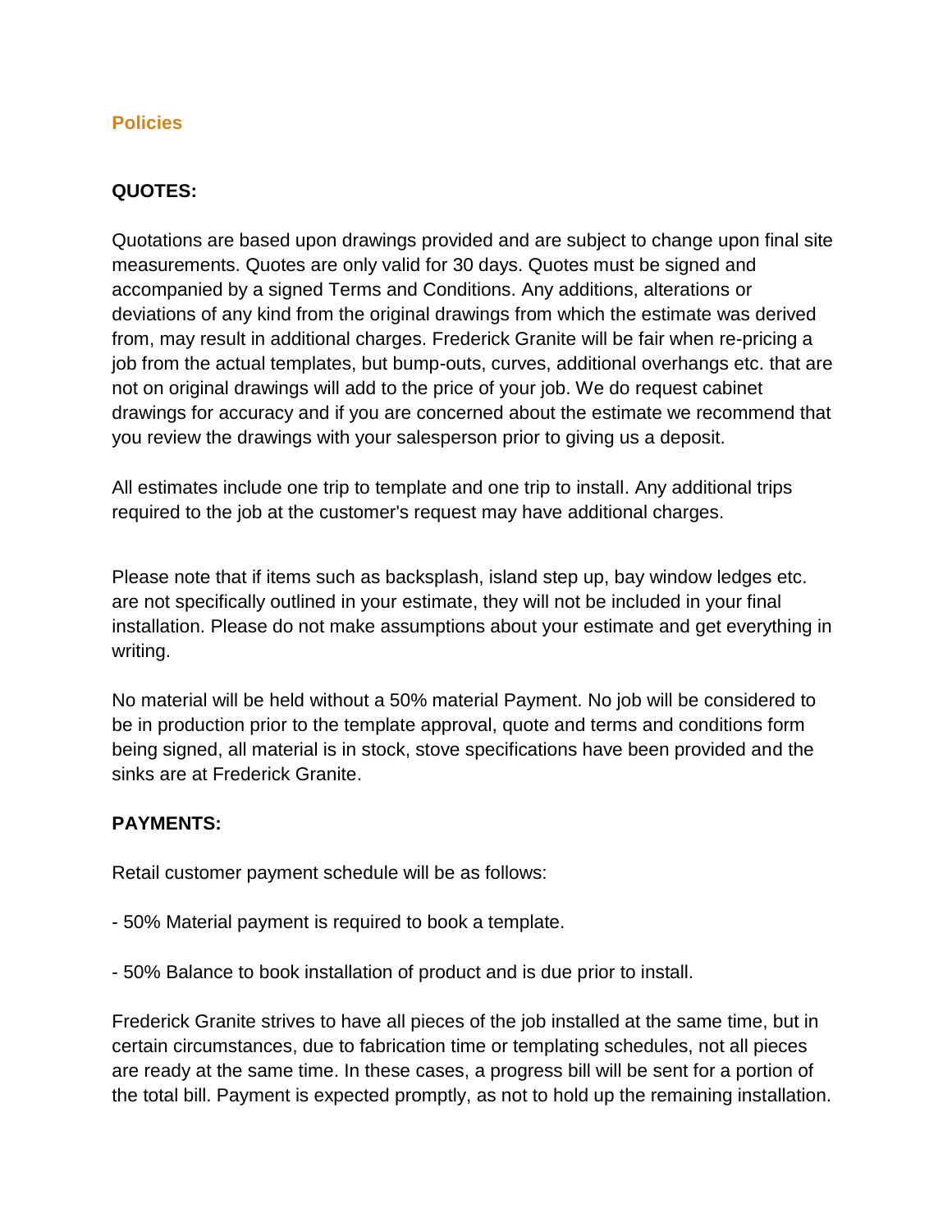## Policies

**QUOTES:**

Quotations are based upon drawings provided and are subject to change upon final site measurements. Quotes are only valid for 30 days. Quotes must be signed and accompanied by a signed Terms and Conditions. Any additions, alterations or deviations of any kind from the original drawings from which the estimate was derived from, may result in additional charges. Frederick Granite will be fair when re-pricing a job from the actual templates, but bump-outs, curves, additional overhangs etc. that are not on original drawings will add to the price of your job. We do request cabinet drawings for accuracy and if you are concerned about the estimate we recommend that you review the drawings with your salesperson prior to giving us a deposit.

All estimates include one trip to template and one trip to install. Any additional trips required to the job at the customer's request may have additional charges.

Please note that if items such as backsplash, island step up, bay window ledges etc. are not specifically outlined in your estimate, they will not be included in your final installation. Please do not make assumptions about your estimate and get everything in writing.

No material will be held without a 50% material Payment. No job will be considered to be in production prior to the template approval, quote and terms and conditions form being signed, all material is in stock, stove specifications have been provided and the sinks are at Frederick Granite.

**PAYMENTS:**

Retail customer payment schedule will be as follows:

- 50% Material payment is required to book a template.

- 50% Balance to book installation of product and is due prior to install.

Frederick Granite strives to have all pieces of the job installed at the same time, but in certain circumstances, due to fabrication time or templating schedules, not all pieces are ready at the same time. In these cases, a progress bill will be sent for a portion of the total bill. Payment is expected promptly, as not to hold up the remaining installation.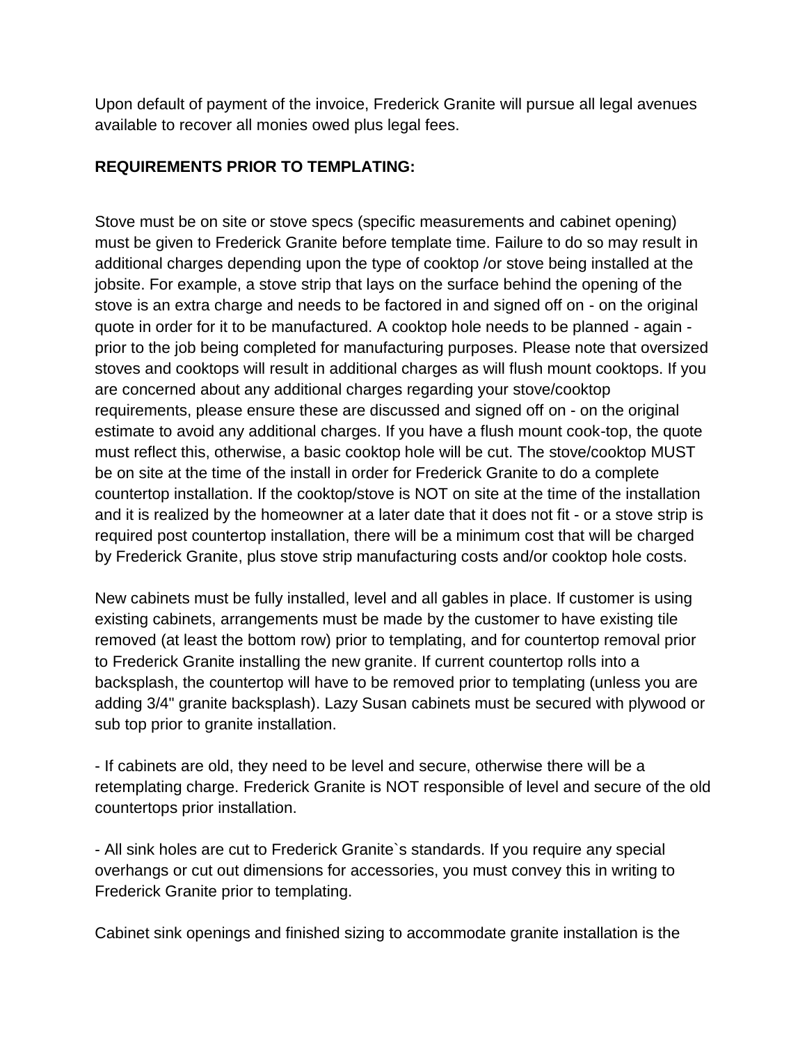Upon default of payment of the invoice, Frederick Granite will pursue all legal avenues available to recover all monies owed plus legal fees.

**REQUIREMENTS PRIOR TO TEMPLATING:**

Stove must be on site or stove specs (specific measurements and cabinet opening) must be given to Frederick Granite before template time. Failure to do so may result in additional charges depending upon the type of cooktop /or stove being installed at the jobsite. For example, a stove strip that lays on the surface behind the opening of the stove is an extra charge and needs to be factored in and signed off on - on the original quote in order for it to be manufactured. A cooktop hole needs to be planned - again - prior to the job being completed for manufacturing purposes. Please note that oversized stoves and cooktops will result in additional charges as will flush mount cooktops. If you are concerned about any additional charges regarding your stove/cooktop requirements, please ensure these are discussed and signed off on - on the original estimate to avoid any additional charges. If you have a flush mount cook-top, the quote must reflect this, otherwise, a basic cooktop hole will be cut. The stove/cooktop MUST be on site at the time of the install in order for Frederick Granite to do a complete countertop installation. If the cooktop/stove is NOT on site at the time of the installation and it is realized by the homeowner at a later date that it does not fit - or a stove strip is required post countertop installation, there will be a minimum cost that will be charged by Frederick Granite, plus stove strip manufacturing costs and/or cooktop hole costs.

New cabinets must be fully installed, level and all gables in place. If customer is using existing cabinets, arrangements must be made by the customer to have existing tile removed (at least the bottom row) prior to templating, and for countertop removal prior to Frederick Granite installing the new granite. If current countertop rolls into a backsplash, the countertop will have to be removed prior to templating (unless you are adding 3/4" granite backsplash). Lazy Susan cabinets must be secured with plywood or sub top prior to granite installation.

- If cabinets are old, they need to be level and secure, otherwise there will be a retemplating charge. Frederick Granite is NOT responsible of level and secure of the old countertops prior installation.

- All sink holes are cut to Frederick Granite`s standards. If you require any special overhangs or cut out dimensions for accessories, you must convey this in writing to Frederick Granite prior to templating.

Cabinet sink openings and finished sizing to accommodate granite installation is the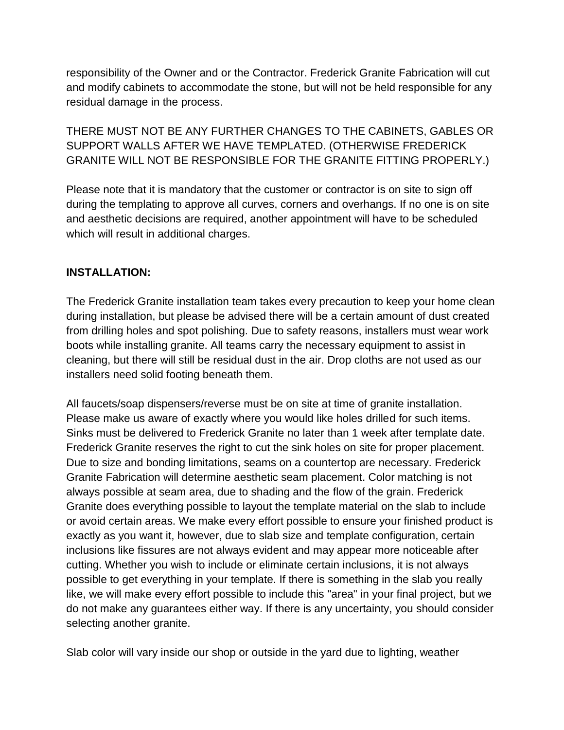responsibility of the Owner and or the Contractor. Frederick Granite Fabrication will cut and modify cabinets to accommodate the stone, but will not be held responsible for any residual damage in the process.

THERE MUST NOT BE ANY FURTHER CHANGES TO THE CABINETS, GABLES OR SUPPORT WALLS AFTER WE HAVE TEMPLATED. (OTHERWISE FREDERICK GRANITE WILL NOT BE RESPONSIBLE FOR THE GRANITE FITTING PROPERLY.)

Please note that it is mandatory that the customer or contractor is on site to sign off during the templating to approve all curves, corners and overhangs. If no one is on site and aesthetic decisions are required, another appointment will have to be scheduled which will result in additional charges.

**INSTALLATION:**

The Frederick Granite installation team takes every precaution to keep your home clean during installation, but please be advised there will be a certain amount of dust created from drilling holes and spot polishing. Due to safety reasons, installers must wear work boots while installing granite. All teams carry the necessary equipment to assist in cleaning, but there will still be residual dust in the air. Drop cloths are not used as our installers need solid footing beneath them.

All faucets/soap dispensers/reverse must be on site at time of granite installation. Please make us aware of exactly where you would like holes drilled for such items. Sinks must be delivered to Frederick Granite no later than 1 week after template date. Frederick Granite reserves the right to cut the sink holes on site for proper placement. Due to size and bonding limitations, seams on a countertop are necessary. Frederick Granite Fabrication will determine aesthetic seam placement. Color matching is not always possible at seam area, due to shading and the flow of the grain. Frederick Granite does everything possible to layout the template material on the slab to include or avoid certain areas. We make every effort possible to ensure your finished product is exactly as you want it, however, due to slab size and template configuration, certain inclusions like fissures are not always evident and may appear more noticeable after cutting. Whether you wish to include or eliminate certain inclusions, it is not always possible to get everything in your template. If there is something in the slab you really like, we will make every effort possible to include this "area" in your final project, but we do not make any guarantees either way. If there is any uncertainty, you should consider selecting another granite.

Slab color will vary inside our shop or outside in the yard due to lighting, weather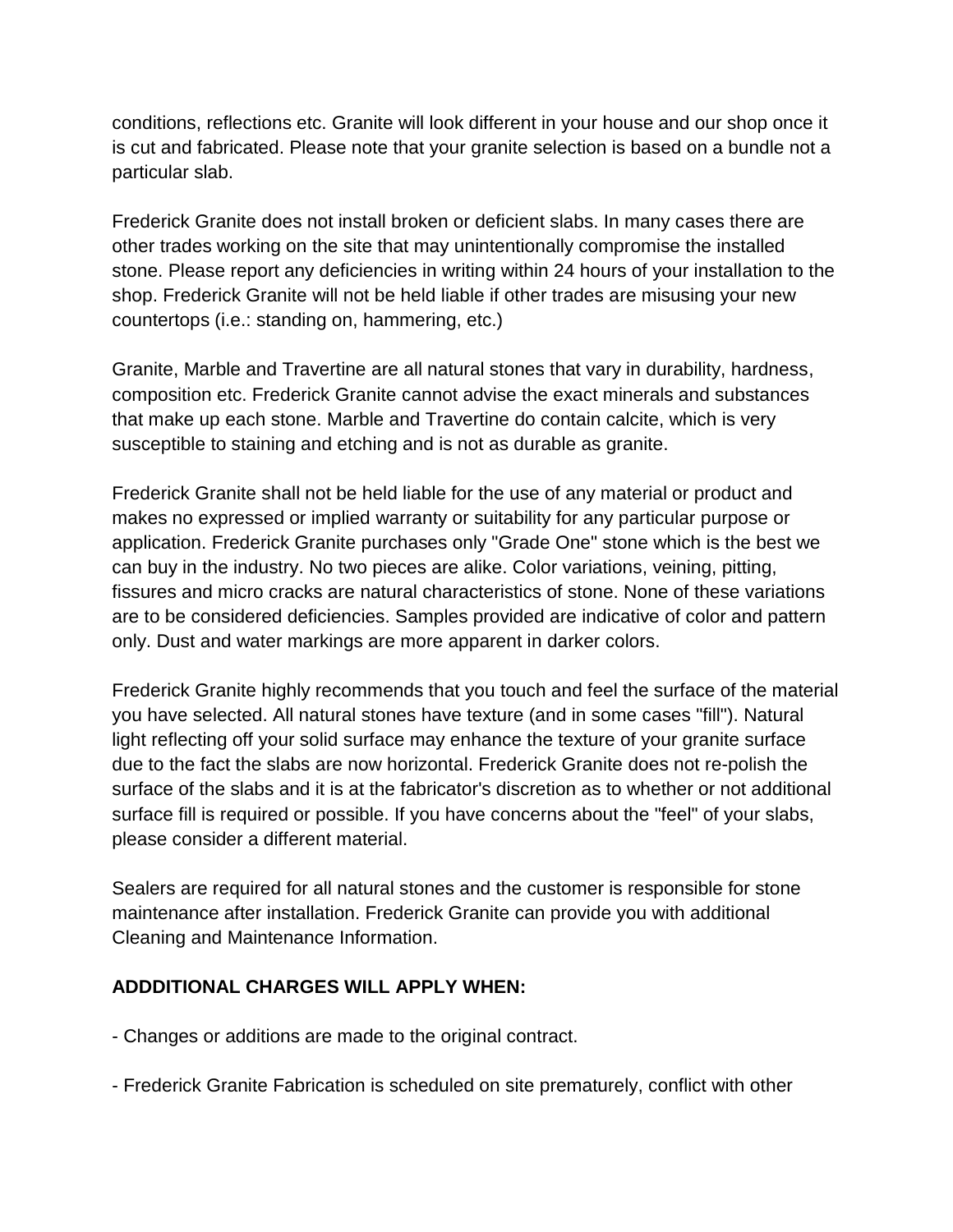conditions, reflections etc. Granite will look different in your house and our shop once it is cut and fabricated. Please note that your granite selection is based on a bundle not a particular slab.

Frederick Granite does not install broken or deficient slabs. In many cases there are other trades working on the site that may unintentionally compromise the installed stone. Please report any deficiencies in writing within 24 hours of your installation to the shop. Frederick Granite will not be held liable if other trades are misusing your new countertops (i.e.: standing on, hammering, etc.)

Granite, Marble and Travertine are all natural stones that vary in durability, hardness, composition etc. Frederick Granite cannot advise the exact minerals and substances that make up each stone. Marble and Travertine do contain calcite, which is very susceptible to staining and etching and is not as durable as granite.

Frederick Granite shall not be held liable for the use of any material or product and makes no expressed or implied warranty or suitability for any particular purpose or application. Frederick Granite purchases only "Grade One" stone which is the best we can buy in the industry. No two pieces are alike. Color variations, veining, pitting, fissures and micro cracks are natural characteristics of stone. None of these variations are to be considered deficiencies. Samples provided are indicative of color and pattern only. Dust and water markings are more apparent in darker colors.

Frederick Granite highly recommends that you touch and feel the surface of the material you have selected. All natural stones have texture (and in some cases "fill"). Natural light reflecting off your solid surface may enhance the texture of your granite surface due to the fact the slabs are now horizontal. Frederick Granite does not re-polish the surface of the slabs and it is at the fabricator's discretion as to whether or not additional surface fill is required or possible. If you have concerns about the "feel" of your slabs, please consider a different material.

Sealers are required for all natural stones and the customer is responsible for stone maintenance after installation. Frederick Granite can provide you with additional Cleaning and Maintenance Information.

**ADDDITIONAL CHARGES WILL APPLY WHEN:**

- Changes or additions are made to the original contract.

- Frederick Granite Fabrication is scheduled on site prematurely, conflict with other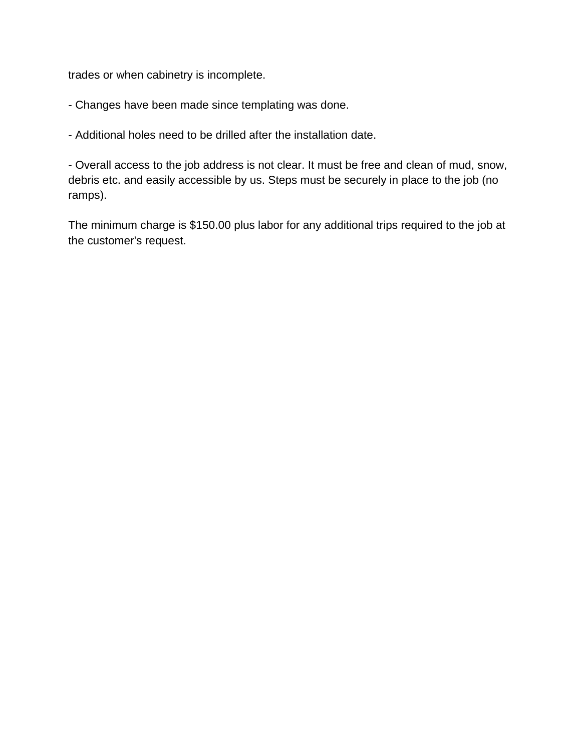trades or when cabinetry is incomplete.

- Changes have been made since templating was done.

- Additional holes need to be drilled after the installation date.

- Overall access to the job address is not clear. It must be free and clean of mud, snow, debris etc. and easily accessible by us. Steps must be securely in place to the job (no ramps).

The minimum charge is $150.00 plus labor for any additional trips required to the job at the customer's request.